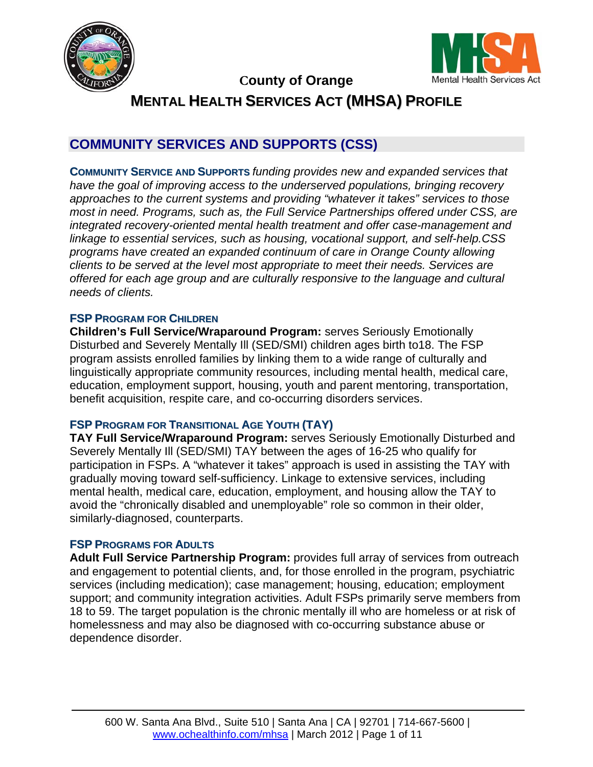# County of Orange

# MENTAL HEALTH SERVICES ACT (MHSA) PROFILE

## COMMUNITY SERVICES AND SUPPORTS (CSS)

**COMMUNITY SERVICE AND SUPPORTS** *funding provides new and expanded services that have the goal of improving access to the underserved populations, bringing recovery approaches to the current systems and providing "whatever it takes" services to those most in need. Programs, such as, the Full Service Partnerships offered under CSS, are integrated recovery-oriented mental health treatment and offer case-management and linkage to essential services, such as housing, vocational support, and self-help.CSS programs have created an expanded continuum of care in Orange County allowing clients to be served at the level most appropriate to meet their needs. Services are offered for each age group and are culturally responsive to the language and cultural needs of clients.*

### FSP PROGRAM FOR CHILDREN

**Children's Full Service/Wraparound Program:** serves Seriously Emotionally Disturbed and Severely Mentally Ill (SED/SMI) children ages birth to18. The FSP program assists enrolled families by linking them to a wide range of culturally and linguistically appropriate community resources, including mental health, medical care, education, employment support, housing, youth and parent mentoring, transportation, benefit acquisition, respite care, and co-occurring disorders services.

### FSP PROGRAM FOR TRANSITIONAL AGE YOUTH (TAY)

**TAY Full Service/Wraparound Program:** serves Seriously Emotionally Disturbed and Severely Mentally Ill (SED/SMI) TAY between the ages of 16-25 who qualify for participation in FSPs. A "whatever it takes" approach is used in assisting the TAY with gradually moving toward self-sufficiency. Linkage to extensive services, including mental health, medical care, education, employment, and housing allow the TAY to avoid the "chronically disabled and unemployable" role so common in their older, similarly-diagnosed, counterparts.

### FSP PROGRAMS FOR ADULTS

**Adult Full Service Partnership Program:** provides full array of services from outreach and engagement to potential clients, and, for those enrolled in the program, psychiatric services (including medication); case management; housing, education; employment support; and community integration activities. Adult FSPs primarily serve members from 18 to 59. The target population is the chronic mentally ill who are homeless or at risk of homelessness and may also be diagnosed with co-occurring substance abuse or dependence disorder.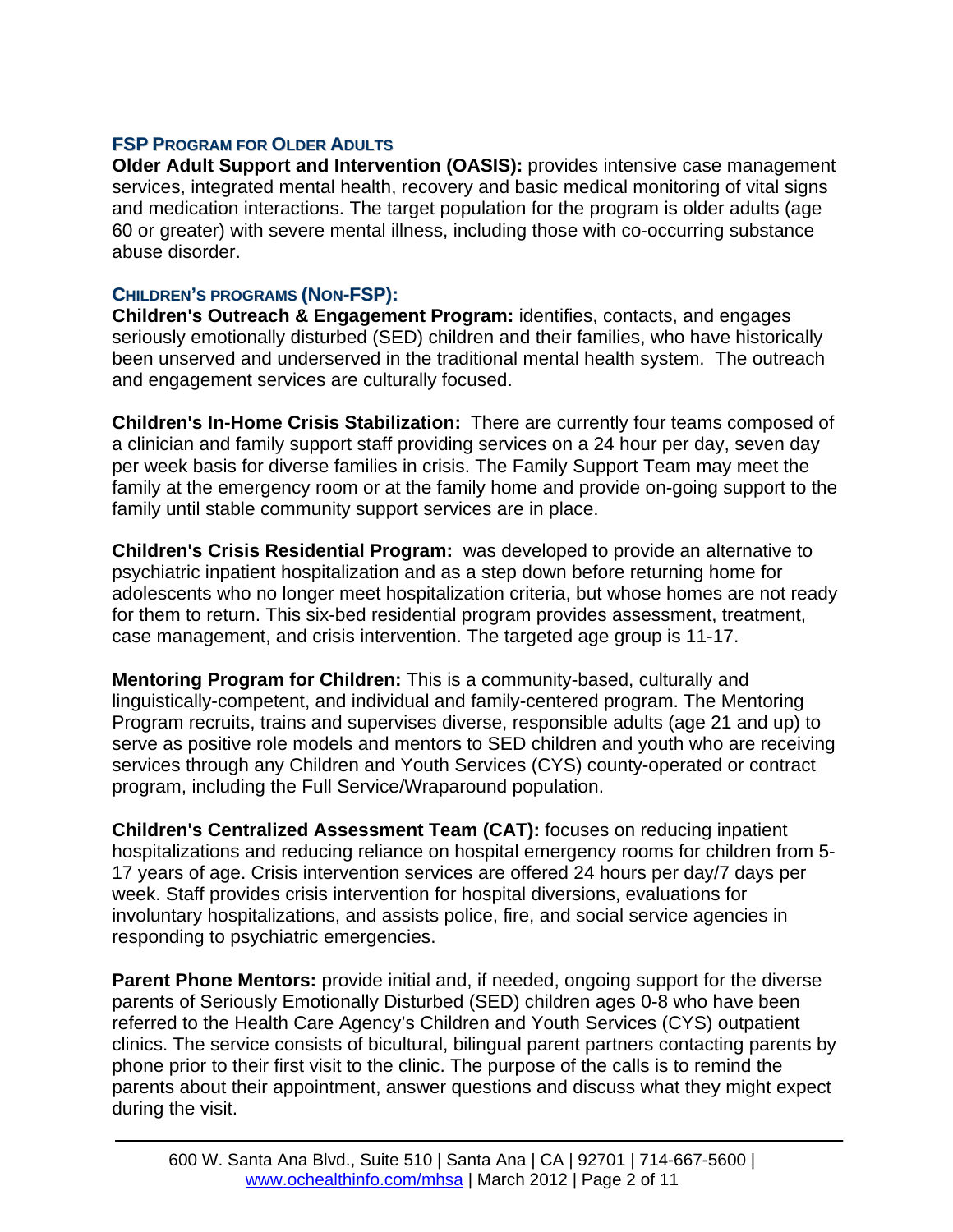### FSP PROGRAM FOR OLDER ADULTS

**Older Adult Support and Intervention (OASIS):** provides intensive case management services, integrated mental health, recovery and basic medical monitoring of vital signs and medication interactions. The target population for the program is older adults (age 60 or greater) with severe mental illness, including those with co-occurring substance abuse disorder.

### CHILDREN'S PROGRAMS (NON-FSP):

**Children's Outreach & Engagement Program:** identifies, contacts, and engages seriously emotionally disturbed (SED) children and their families, who have historically been unserved and underserved in the traditional mental health system. The outreach and engagement services are culturally focused.

**Children's In-Home Crisis Stabilization:** There are currently four teams composed of a clinician and family support staff providing services on a 24 hour per day, seven day per week basis for diverse families in crisis. The Family Support Team may meet the family at the emergency room or at the family home and provide on-going support to the family until stable community support services are in place.

**Children's Crisis Residential Program:** was developed to provide an alternative to psychiatric inpatient hospitalization and as a step down before returning home for adolescents who no longer meet hospitalization criteria, but whose homes are not ready for them to return. This six-bed residential program provides assessment, treatment, case management, and crisis intervention. The targeted age group is 11-17.

**Mentoring Program for Children:** This is a community-based, culturally and linguistically-competent, and individual and family-centered program. The Mentoring Program recruits, trains and supervises diverse, responsible adults (age 21 and up) to serve as positive role models and mentors to SED children and youth who are receiving services through any Children and Youth Services (CYS) county-operated or contract program, including the Full Service/Wraparound population.

**Children's Centralized Assessment Team (CAT):** focuses on reducing inpatient hospitalizations and reducing reliance on hospital emergency rooms for children from 5-17 years of age. Crisis intervention services are offered 24 hours per day/7 days per week. Staff provides crisis intervention for hospital diversions, evaluations for involuntary hospitalizations, and assists police, fire, and social service agencies in responding to psychiatric emergencies.

**Parent Phone Mentors:** provide initial and, if needed, ongoing support for the diverse parents of Seriously Emotionally Disturbed (SED) children ages 0-8 who have been referred to the Health Care Agency's Children and Youth Services (CYS) outpatient clinics. The service consists of bicultural, bilingual parent partners contacting parents by phone prior to their first visit to the clinic. The purpose of the calls is to remind the parents about their appointment, answer questions and discuss what they might expect during the visit.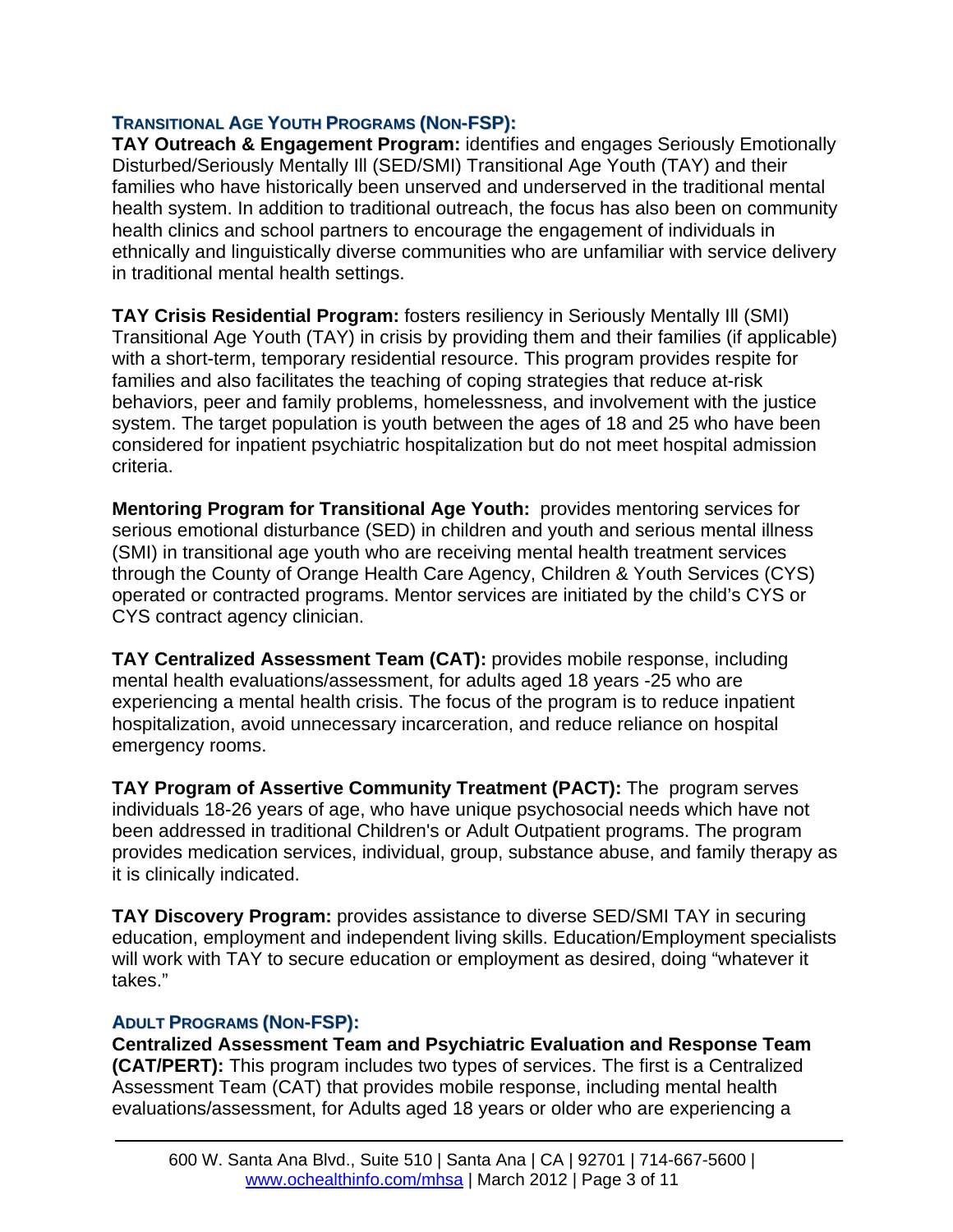## Transitional Age Youth Programs (Non-FSP):

**TAY Outreach & Engagement Program:** identifies and engages Seriously Emotionally Disturbed/Seriously Mentally Ill (SED/SMI) Transitional Age Youth (TAY) and their families who have historically been unserved and underserved in the traditional mental health system. In addition to traditional outreach, the focus has also been on community health clinics and school partners to encourage the engagement of individuals in ethnically and linguistically diverse communities who are unfamiliar with service delivery in traditional mental health settings.

**TAY Crisis Residential Program:** fosters resiliency in Seriously Mentally Ill (SMI) Transitional Age Youth (TAY) in crisis by providing them and their families (if applicable) with a short-term, temporary residential resource. This program provides respite for families and also facilitates the teaching of coping strategies that reduce at-risk behaviors, peer and family problems, homelessness, and involvement with the justice system. The target population is youth between the ages of 18 and 25 who have been considered for inpatient psychiatric hospitalization but do not meet hospital admission criteria.

**Mentoring Program for Transitional Age Youth:** provides mentoring services for serious emotional disturbance (SED) in children and youth and serious mental illness (SMI) in transitional age youth who are receiving mental health treatment services through the County of Orange Health Care Agency, Children & Youth Services (CYS) operated or contracted programs. Mentor services are initiated by the child's CYS or CYS contract agency clinician.

**TAY Centralized Assessment Team (CAT):** provides mobile response, including mental health evaluations/assessment, for adults aged 18 years -25 who are experiencing a mental health crisis. The focus of the program is to reduce inpatient hospitalization, avoid unnecessary incarceration, and reduce reliance on hospital emergency rooms.

**TAY Program of Assertive Community Treatment (PACT):** The program serves individuals 18-26 years of age, who have unique psychosocial needs which have not been addressed in traditional Children's or Adult Outpatient programs. The program provides medication services, individual, group, substance abuse, and family therapy as it is clinically indicated.

**TAY Discovery Program:** provides assistance to diverse SED/SMI TAY in securing education, employment and independent living skills. Education/Employment specialists will work with TAY to secure education or employment as desired, doing "whatever it takes."

## Adult Programs (Non-FSP):

**Centralized Assessment Team and Psychiatric Evaluation and Response Team (CAT/PERT):** This program includes two types of services. The first is a Centralized Assessment Team (CAT) that provides mobile response, including mental health evaluations/assessment, for Adults aged 18 years or older who are experiencing a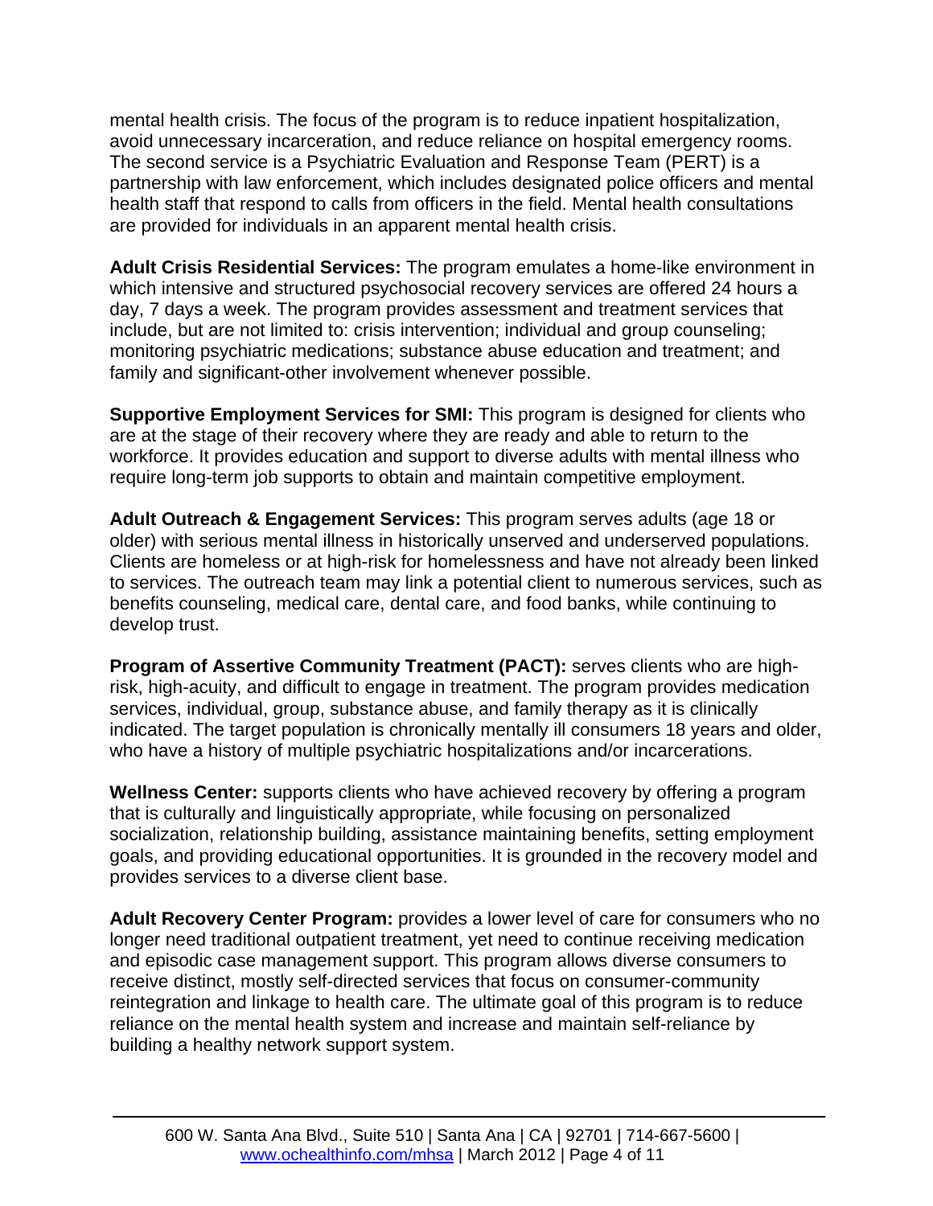mental health crisis. The focus of the program is to reduce inpatient hospitalization, avoid unnecessary incarceration, and reduce reliance on hospital emergency rooms. The second service is a Psychiatric Evaluation and Response Team (PERT) is a partnership with law enforcement, which includes designated police officers and mental health staff that respond to calls from officers in the field. Mental health consultations are provided for individuals in an apparent mental health crisis.

**Adult Crisis Residential Services:** The program emulates a home-like environment in which intensive and structured psychosocial recovery services are offered 24 hours a day, 7 days a week. The program provides assessment and treatment services that include, but are not limited to: crisis intervention; individual and group counseling; monitoring psychiatric medications; substance abuse education and treatment; and family and significant-other involvement whenever possible.

**Supportive Employment Services for SMI:** This program is designed for clients who are at the stage of their recovery where they are ready and able to return to the workforce. It provides education and support to diverse adults with mental illness who require long-term job supports to obtain and maintain competitive employment.

**Adult Outreach & Engagement Services:** This program serves adults (age 18 or older) with serious mental illness in historically unserved and underserved populations. Clients are homeless or at high-risk for homelessness and have not already been linked to services. The outreach team may link a potential client to numerous services, such as benefits counseling, medical care, dental care, and food banks, while continuing to develop trust.

**Program of Assertive Community Treatment (PACT):** serves clients who are high-risk, high-acuity, and difficult to engage in treatment. The program provides medication services, individual, group, substance abuse, and family therapy as it is clinically indicated. The target population is chronically mentally ill consumers 18 years and older, who have a history of multiple psychiatric hospitalizations and/or incarcerations.

**Wellness Center:** supports clients who have achieved recovery by offering a program that is culturally and linguistically appropriate, while focusing on personalized socialization, relationship building, assistance maintaining benefits, setting employment goals, and providing educational opportunities. It is grounded in the recovery model and provides services to a diverse client base.

**Adult Recovery Center Program:** provides a lower level of care for consumers who no longer need traditional outpatient treatment, yet need to continue receiving medication and episodic case management support. This program allows diverse consumers to receive distinct, mostly self-directed services that focus on consumer-community reintegration and linkage to health care. The ultimate goal of this program is to reduce reliance on the mental health system and increase and maintain self-reliance by building a healthy network support system.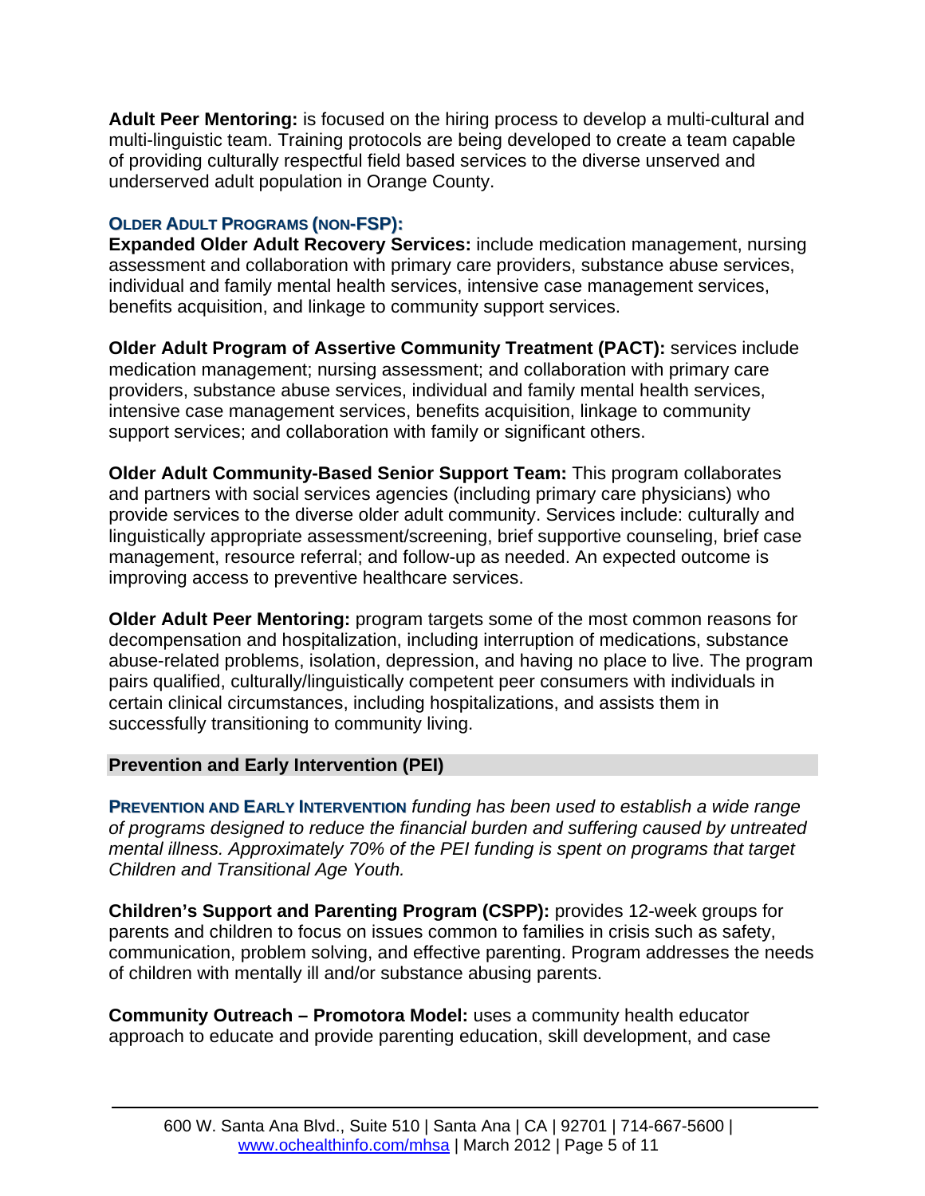**Adult Peer Mentoring:** is focused on the hiring process to develop a multi-cultural and multi-linguistic team. Training protocols are being developed to create a team capable of providing culturally respectful field based services to the diverse unserved and underserved adult population in Orange County.

### OLDER ADULT PROGRAMS (NON-FSP):

**Expanded Older Adult Recovery Services:** include medication management, nursing assessment and collaboration with primary care providers, substance abuse services, individual and family mental health services, intensive case management services, benefits acquisition, and linkage to community support services.

**Older Adult Program of Assertive Community Treatment (PACT):** services include medication management; nursing assessment; and collaboration with primary care providers, substance abuse services, individual and family mental health services, intensive case management services, benefits acquisition, linkage to community support services; and collaboration with family or significant others.

**Older Adult Community-Based Senior Support Team:** This program collaborates and partners with social services agencies (including primary care physicians) who provide services to the diverse older adult community. Services include: culturally and linguistically appropriate assessment/screening, brief supportive counseling, brief case management, resource referral; and follow-up as needed. An expected outcome is improving access to preventive healthcare services.

**Older Adult Peer Mentoring:** program targets some of the most common reasons for decompensation and hospitalization, including interruption of medications, substance abuse-related problems, isolation, depression, and having no place to live. The program pairs qualified, culturally/linguistically competent peer consumers with individuals in certain clinical circumstances, including hospitalizations, and assists them in successfully transitioning to community living.

## Prevention and Early Intervention (PEI)

**PREVENTION AND EARLY INTERVENTION** *funding has been used to establish a wide range of programs designed to reduce the financial burden and suffering caused by untreated mental illness. Approximately 70% of the PEI funding is spent on programs that target Children and Transitional Age Youth.*

**Children's Support and Parenting Program (CSPP):** provides 12-week groups for parents and children to focus on issues common to families in crisis such as safety, communication, problem solving, and effective parenting. Program addresses the needs of children with mentally ill and/or substance abusing parents.

**Community Outreach – Promotora Model:** uses a community health educator approach to educate and provide parenting education, skill development, and case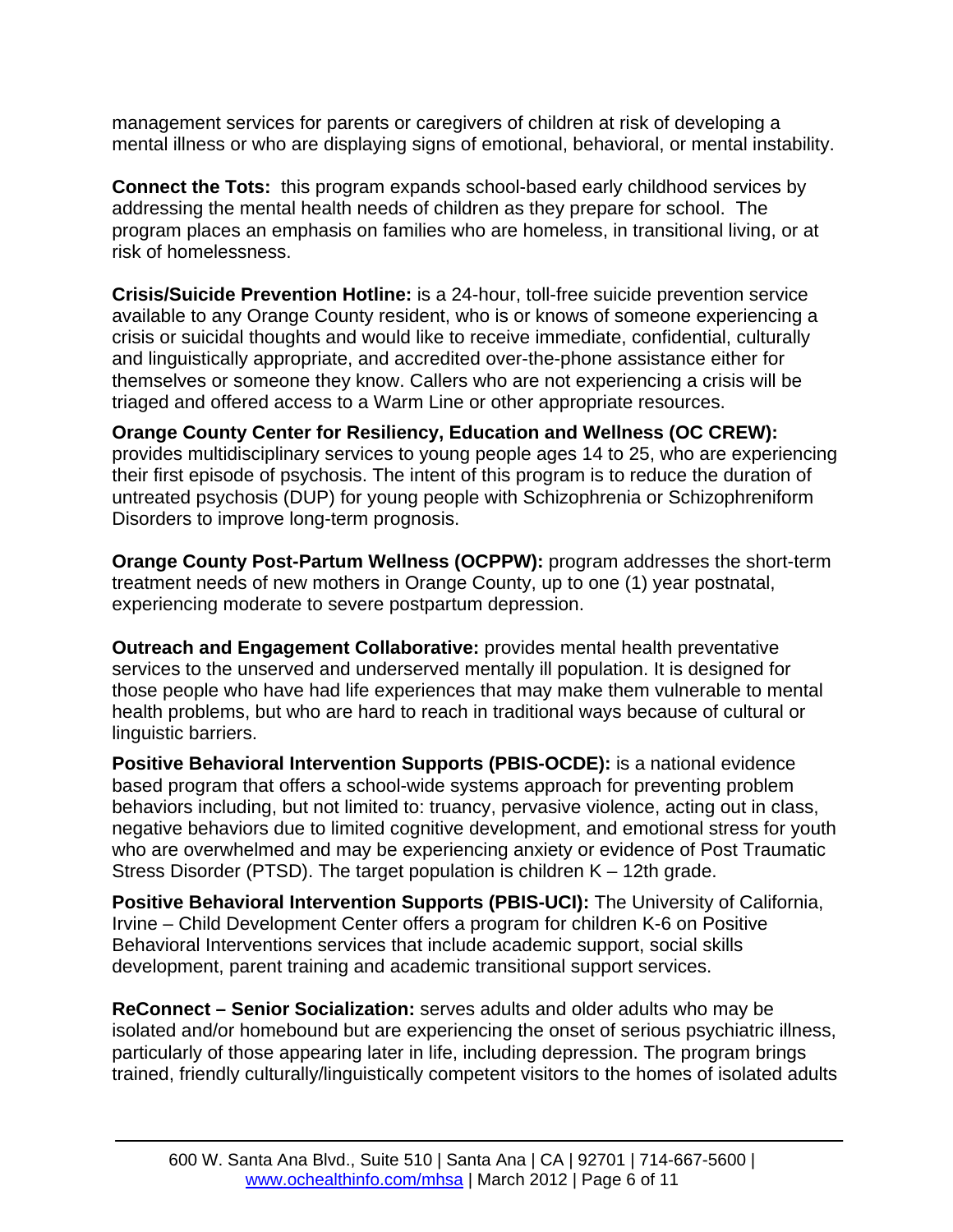management services for parents or caregivers of children at risk of developing a mental illness or who are displaying signs of emotional, behavioral, or mental instability.

**Connect the Tots:** this program expands school-based early childhood services by addressing the mental health needs of children as they prepare for school. The program places an emphasis on families who are homeless, in transitional living, or at risk of homelessness.

**Crisis/Suicide Prevention Hotline:** is a 24-hour, toll-free suicide prevention service available to any Orange County resident, who is or knows of someone experiencing a crisis or suicidal thoughts and would like to receive immediate, confidential, culturally and linguistically appropriate, and accredited over-the-phone assistance either for themselves or someone they know. Callers who are not experiencing a crisis will be triaged and offered access to a Warm Line or other appropriate resources.

**Orange County Center for Resiliency, Education and Wellness (OC CREW):** provides multidisciplinary services to young people ages 14 to 25, who are experiencing their first episode of psychosis. The intent of this program is to reduce the duration of untreated psychosis (DUP) for young people with Schizophrenia or Schizophreniform Disorders to improve long-term prognosis.

**Orange County Post-Partum Wellness (OCPPW):** program addresses the short-term treatment needs of new mothers in Orange County, up to one (1) year postnatal, experiencing moderate to severe postpartum depression.

**Outreach and Engagement Collaborative:** provides mental health preventative services to the unserved and underserved mentally ill population. It is designed for those people who have had life experiences that may make them vulnerable to mental health problems, but who are hard to reach in traditional ways because of cultural or linguistic barriers.

**Positive Behavioral Intervention Supports (PBIS-OCDE):** is a national evidence based program that offers a school-wide systems approach for preventing problem behaviors including, but not limited to: truancy, pervasive violence, acting out in class, negative behaviors due to limited cognitive development, and emotional stress for youth who are overwhelmed and may be experiencing anxiety or evidence of Post Traumatic Stress Disorder (PTSD). The target population is children K – 12th grade.

**Positive Behavioral Intervention Supports (PBIS-UCI):** The University of California, Irvine – Child Development Center offers a program for children K-6 on Positive Behavioral Interventions services that include academic support, social skills development, parent training and academic transitional support services.

**ReConnect – Senior Socialization:** serves adults and older adults who may be isolated and/or homebound but are experiencing the onset of serious psychiatric illness, particularly of those appearing later in life, including depression. The program brings trained, friendly culturally/linguistically competent visitors to the homes of isolated adults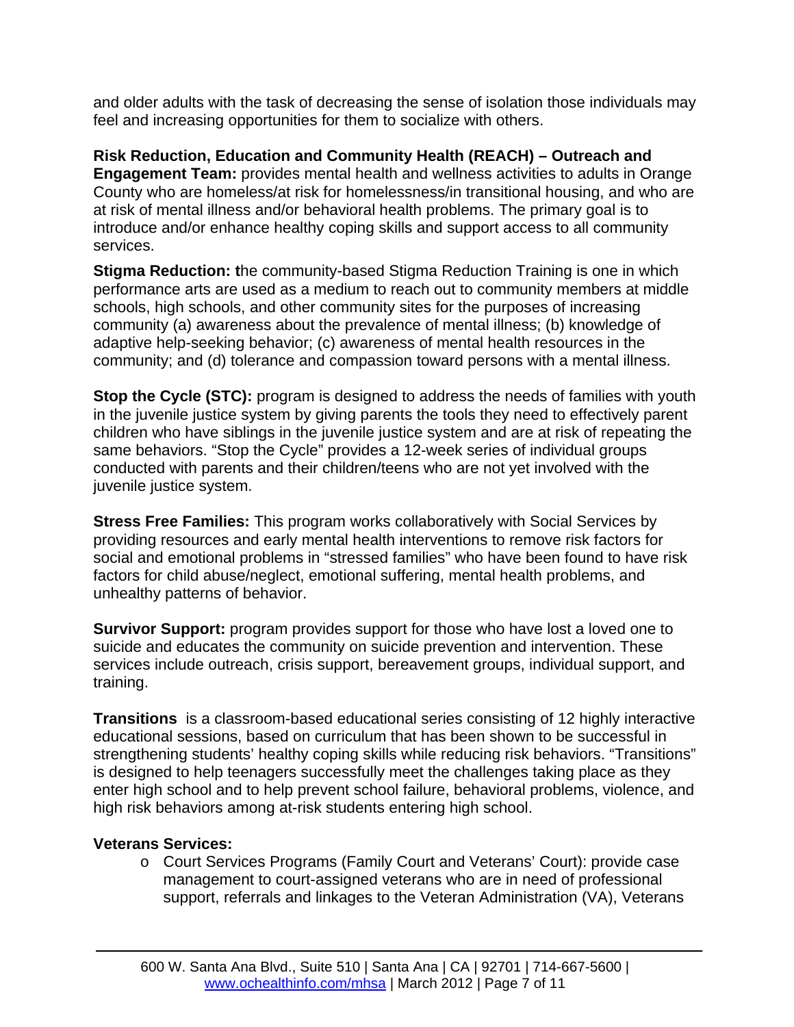and older adults with the task of decreasing the sense of isolation those individuals may feel and increasing opportunities for them to socialize with others.

**Risk Reduction, Education and Community Health (REACH) – Outreach and Engagement Team:** provides mental health and wellness activities to adults in Orange County who are homeless/at risk for homelessness/in transitional housing, and who are at risk of mental illness and/or behavioral health problems. The primary goal is to introduce and/or enhance healthy coping skills and support access to all community services.

**Stigma Reduction: t**he community-based Stigma Reduction Training is one in which performance arts are used as a medium to reach out to community members at middle schools, high schools, and other community sites for the purposes of increasing community (a) awareness about the prevalence of mental illness; (b) knowledge of adaptive help-seeking behavior; (c) awareness of mental health resources in the community; and (d) tolerance and compassion toward persons with a mental illness.

**Stop the Cycle (STC):** program is designed to address the needs of families with youth in the juvenile justice system by giving parents the tools they need to effectively parent children who have siblings in the juvenile justice system and are at risk of repeating the same behaviors. "Stop the Cycle" provides a 12-week series of individual groups conducted with parents and their children/teens who are not yet involved with the juvenile justice system.

**Stress Free Families:** This program works collaboratively with Social Services by providing resources and early mental health interventions to remove risk factors for social and emotional problems in "stressed families" who have been found to have risk factors for child abuse/neglect, emotional suffering, mental health problems, and unhealthy patterns of behavior.

**Survivor Support:** program provides support for those who have lost a loved one to suicide and educates the community on suicide prevention and intervention. These services include outreach, crisis support, bereavement groups, individual support, and training.

**Transitions** is a classroom-based educational series consisting of 12 highly interactive educational sessions, based on curriculum that has been shown to be successful in strengthening students' healthy coping skills while reducing risk behaviors. "Transitions" is designed to help teenagers successfully meet the challenges taking place as they enter high school and to help prevent school failure, behavioral problems, violence, and high risk behaviors among at-risk students entering high school.

**Veterans Services:**

- Court Services Programs (Family Court and Veterans' Court): provide case management to court-assigned veterans who are in need of professional support, referrals and linkages to the Veteran Administration (VA), Veterans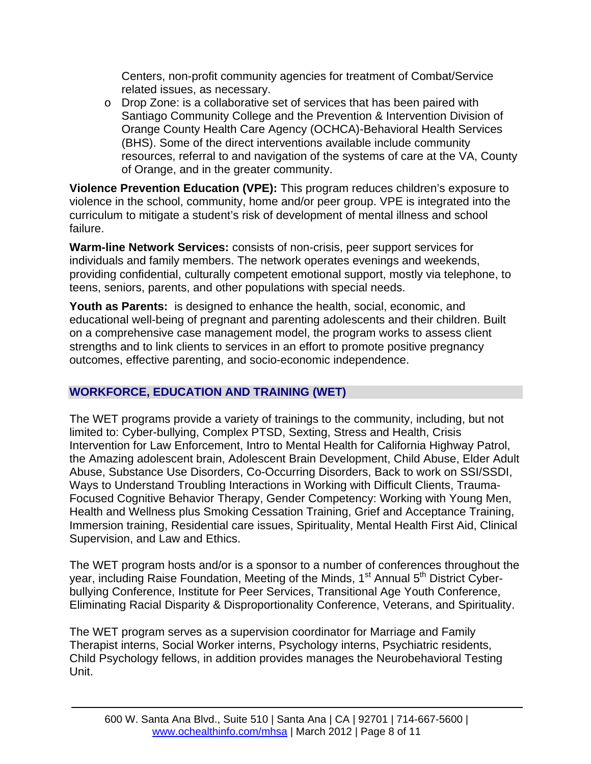Centers, non-profit community agencies for treatment of Combat/Service related issues, as necessary.

- Drop Zone: is a collaborative set of services that has been paired with Santiago Community College and the Prevention & Intervention Division of Orange County Health Care Agency (OCHCA)-Behavioral Health Services (BHS). Some of the direct interventions available include community resources, referral to and navigation of the systems of care at the VA, County of Orange, and in the greater community.

**Violence Prevention Education (VPE):** This program reduces children's exposure to violence in the school, community, home and/or peer group. VPE is integrated into the curriculum to mitigate a student's risk of development of mental illness and school failure.

**Warm-line Network Services:** consists of non-crisis, peer support services for individuals and family members. The network operates evenings and weekends, providing confidential, culturally competent emotional support, mostly via telephone, to teens, seniors, parents, and other populations with special needs.

**Youth as Parents:** is designed to enhance the health, social, economic, and educational well-being of pregnant and parenting adolescents and their children. Built on a comprehensive case management model, the program works to assess client strengths and to link clients to services in an effort to promote positive pregnancy outcomes, effective parenting, and socio-economic independence.

## WORKFORCE, EDUCATION AND TRAINING (WET)

The WET programs provide a variety of trainings to the community, including, but not limited to: Cyber-bullying, Complex PTSD, Sexting, Stress and Health, Crisis Intervention for Law Enforcement, Intro to Mental Health for California Highway Patrol, the Amazing adolescent brain, Adolescent Brain Development, Child Abuse, Elder Adult Abuse, Substance Use Disorders, Co-Occurring Disorders, Back to work on SSI/SSDI, Ways to Understand Troubling Interactions in Working with Difficult Clients, Trauma-Focused Cognitive Behavior Therapy, Gender Competency: Working with Young Men, Health and Wellness plus Smoking Cessation Training, Grief and Acceptance Training, Immersion training, Residential care issues, Spirituality, Mental Health First Aid, Clinical Supervision, and Law and Ethics.

The WET program hosts and/or is a sponsor to a number of conferences throughout the year, including Raise Foundation, Meeting of the Minds, 1st Annual 5th District Cyber-bullying Conference, Institute for Peer Services, Transitional Age Youth Conference, Eliminating Racial Disparity & Disproportionality Conference, Veterans, and Spirituality.

The WET program serves as a supervision coordinator for Marriage and Family Therapist interns, Social Worker interns, Psychology interns, Psychiatric residents, Child Psychology fellows, in addition provides manages the Neurobehavioral Testing Unit.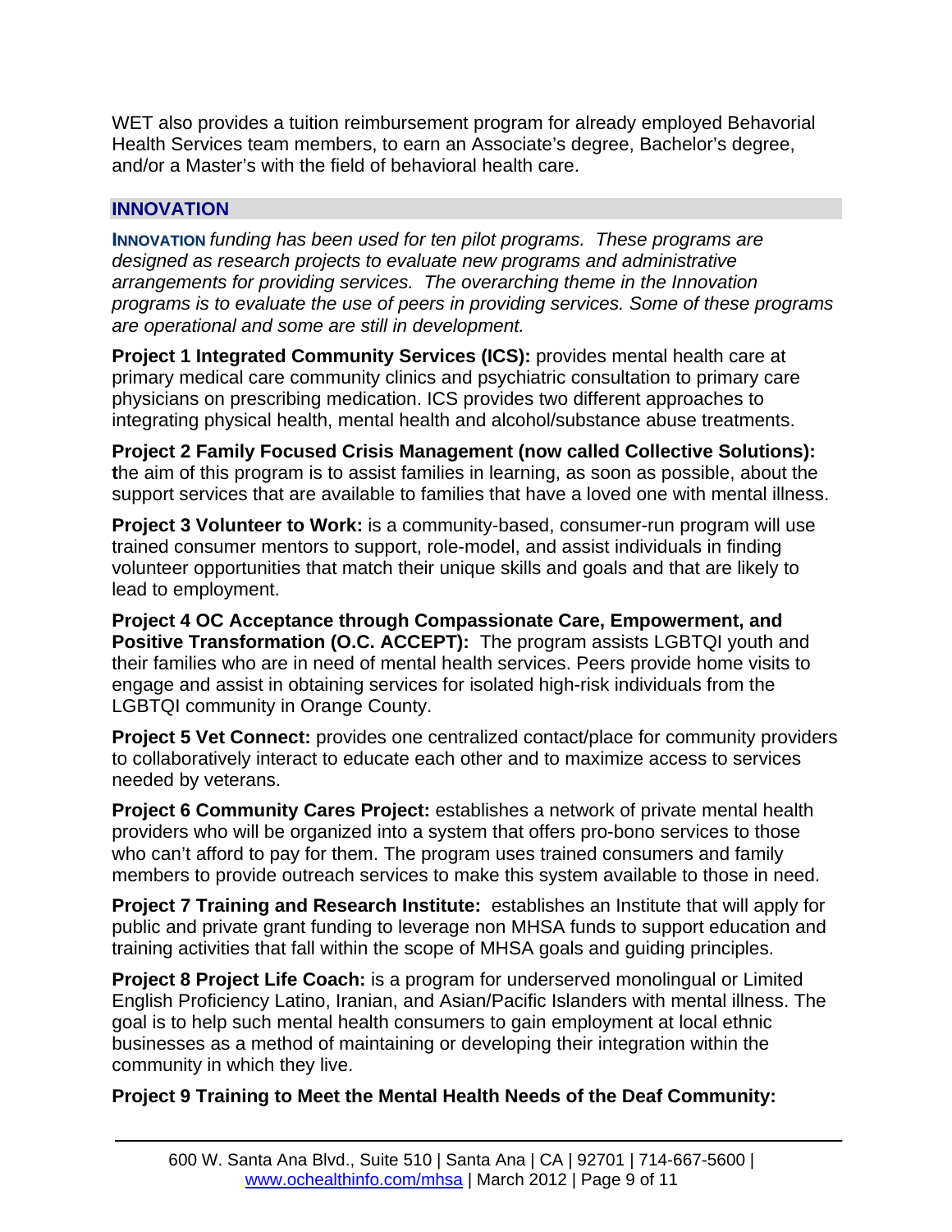WET also provides a tuition reimbursement program for already employed Behavorial Health Services team members, to earn an Associate's degree, Bachelor's degree, and/or a Master's with the field of behavioral health care.

## INNOVATION

**INNOVATION** *funding has been used for ten pilot programs. These programs are designed as research projects to evaluate new programs and administrative arrangements for providing services. The overarching theme in the Innovation programs is to evaluate the use of peers in providing services. Some of these programs are operational and some are still in development.*

**Project 1 Integrated Community Services (ICS):** provides mental health care at primary medical care community clinics and psychiatric consultation to primary care physicians on prescribing medication. ICS provides two different approaches to integrating physical health, mental health and alcohol/substance abuse treatments.

**Project 2 Family Focused Crisis Management (now called Collective Solutions): t**he aim of this program is to assist families in learning, as soon as possible, about the support services that are available to families that have a loved one with mental illness.

**Project 3 Volunteer to Work:** is a community-based, consumer-run program will use trained consumer mentors to support, role-model, and assist individuals in finding volunteer opportunities that match their unique skills and goals and that are likely to lead to employment.

**Project 4 OC Acceptance through Compassionate Care, Empowerment, and Positive Transformation (O.C. ACCEPT):** The program assists LGBTQI youth and their families who are in need of mental health services. Peers provide home visits to engage and assist in obtaining services for isolated high-risk individuals from the LGBTQI community in Orange County.

**Project 5 Vet Connect:** provides one centralized contact/place for community providers to collaboratively interact to educate each other and to maximize access to services needed by veterans.

**Project 6 Community Cares Project:** establishes a network of private mental health providers who will be organized into a system that offers pro-bono services to those who can't afford to pay for them. The program uses trained consumers and family members to provide outreach services to make this system available to those in need.

**Project 7 Training and Research Institute:** establishes an Institute that will apply for public and private grant funding to leverage non MHSA funds to support education and training activities that fall within the scope of MHSA goals and guiding principles.

**Project 8 Project Life Coach:** is a program for underserved monolingual or Limited English Proficiency Latino, Iranian, and Asian/Pacific Islanders with mental illness. The goal is to help such mental health consumers to gain employment at local ethnic businesses as a method of maintaining or developing their integration within the community in which they live.

**Project 9 Training to Meet the Mental Health Needs of the Deaf Community:**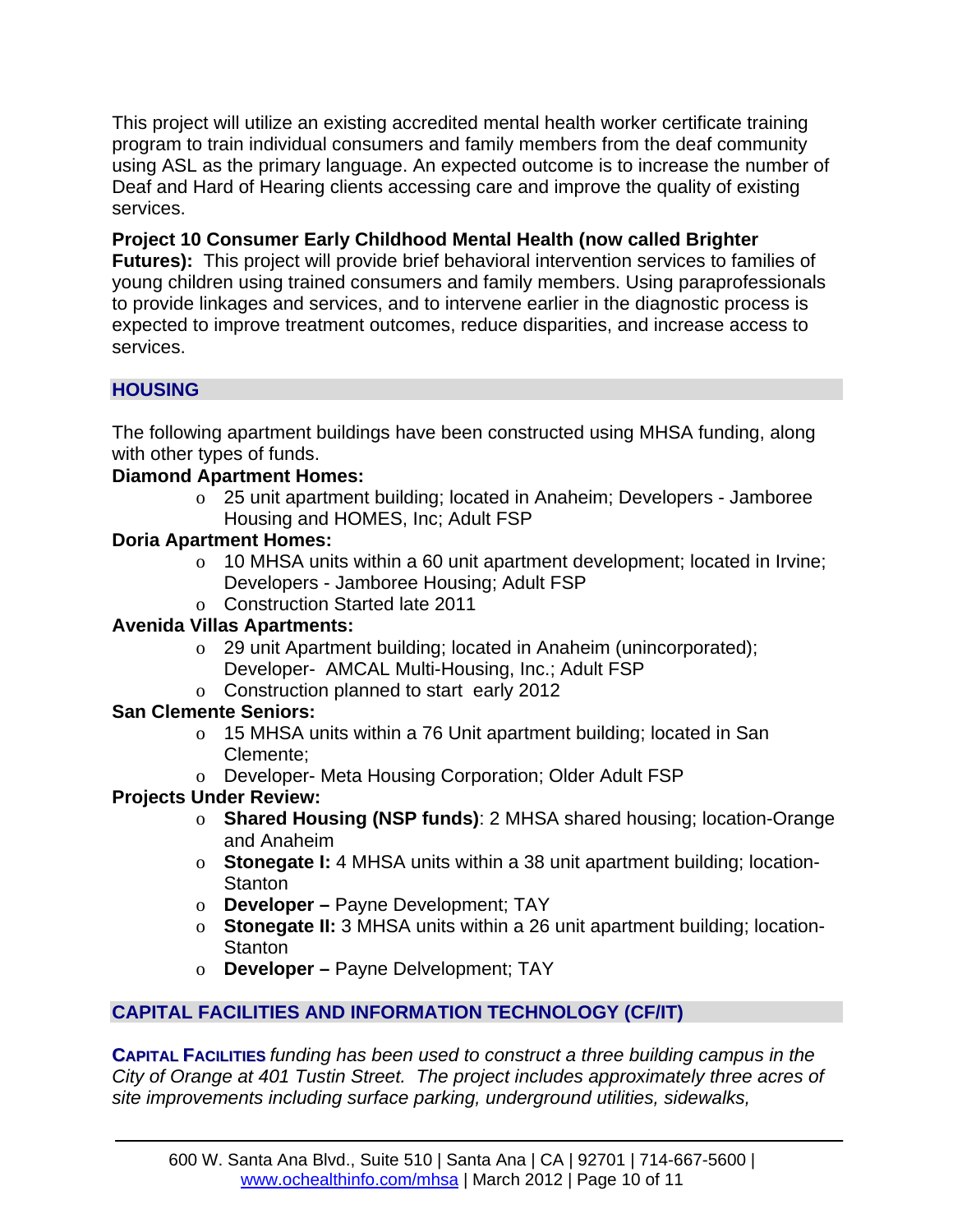This project will utilize an existing accredited mental health worker certificate training program to train individual consumers and family members from the deaf community using ASL as the primary language. An expected outcome is to increase the number of Deaf and Hard of Hearing clients accessing care and improve the quality of existing services.

**Project 10 Consumer Early Childhood Mental Health (now called Brighter Futures):** This project will provide brief behavioral intervention services to families of young children using trained consumers and family members. Using paraprofessionals to provide linkages and services, and to intervene earlier in the diagnostic process is expected to improve treatment outcomes, reduce disparities, and increase access to services.

## HOUSING

The following apartment buildings have been constructed using MHSA funding, along with other types of funds.

**Diamond Apartment Homes:**

- 25 unit apartment building; located in Anaheim; Developers - Jamboree Housing and HOMES, Inc; Adult FSP

**Doria Apartment Homes:**

- 10 MHSA units within a 60 unit apartment development; located in Irvine; Developers - Jamboree Housing; Adult FSP
- Construction Started late 2011

**Avenida Villas Apartments:**

- 29 unit Apartment building; located in Anaheim (unincorporated); Developer- AMCAL Multi-Housing, Inc.; Adult FSP
- Construction planned to start early 2012

**San Clemente Seniors:**

- 15 MHSA units within a 76 Unit apartment building; located in San Clemente;
- Developer- Meta Housing Corporation; Older Adult FSP

**Projects Under Review:**

- **Shared Housing (NSP funds)**: 2 MHSA shared housing; location-Orange and Anaheim
- **Stonegate I:** 4 MHSA units within a 38 unit apartment building; location-Stanton
- **Developer –** Payne Development; TAY
- **Stonegate II:** 3 MHSA units within a 26 unit apartment building; location-Stanton
- **Developer –** Payne Delvelopment; TAY

## CAPITAL FACILITIES AND INFORMATION TECHNOLOGY (CF/IT)

**CAPITAL FACILITIES** *funding has been used to construct a three building campus in the City of Orange at 401 Tustin Street. The project includes approximately three acres of site improvements including surface parking, underground utilities, sidewalks,*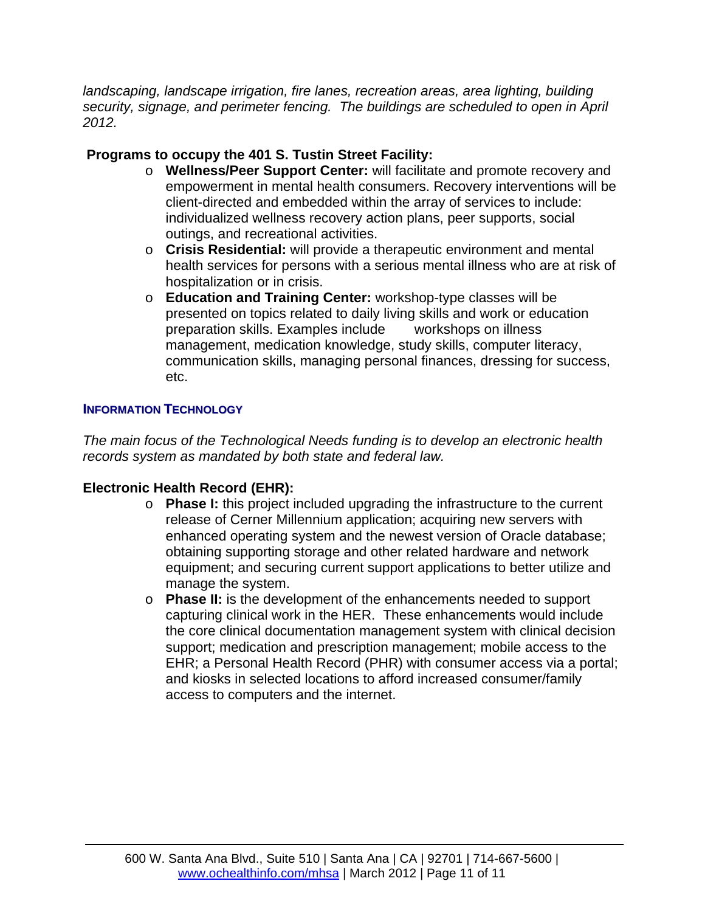*landscaping, landscape irrigation, fire lanes, recreation areas, area lighting, building security, signage, and perimeter fencing. The buildings are scheduled to open in April 2012.*

**Programs to occupy the 401 S. Tustin Street Facility:**

- **Wellness/Peer Support Center:** will facilitate and promote recovery and empowerment in mental health consumers. Recovery interventions will be client-directed and embedded within the array of services to include: individualized wellness recovery action plans, peer supports, social outings, and recreational activities.
- **Crisis Residential:** will provide a therapeutic environment and mental health services for persons with a serious mental illness who are at risk of hospitalization or in crisis.
- **Education and Training Center:** workshop-type classes will be presented on topics related to daily living skills and work or education preparation skills. Examples include workshops on illness management, medication knowledge, study skills, computer literacy, communication skills, managing personal finances, dressing for success, etc.

## INFORMATION TECHNOLOGY

*The main focus of the Technological Needs funding is to develop an electronic health records system as mandated by both state and federal law.*

**Electronic Health Record (EHR):**

- **Phase I:** this project included upgrading the infrastructure to the current release of Cerner Millennium application; acquiring new servers with enhanced operating system and the newest version of Oracle database; obtaining supporting storage and other related hardware and network equipment; and securing current support applications to better utilize and manage the system.
- **Phase II:** is the development of the enhancements needed to support capturing clinical work in the HER. These enhancements would include the core clinical documentation management system with clinical decision support; medication and prescription management; mobile access to the EHR; a Personal Health Record (PHR) with consumer access via a portal; and kiosks in selected locations to afford increased consumer/family access to computers and the internet.